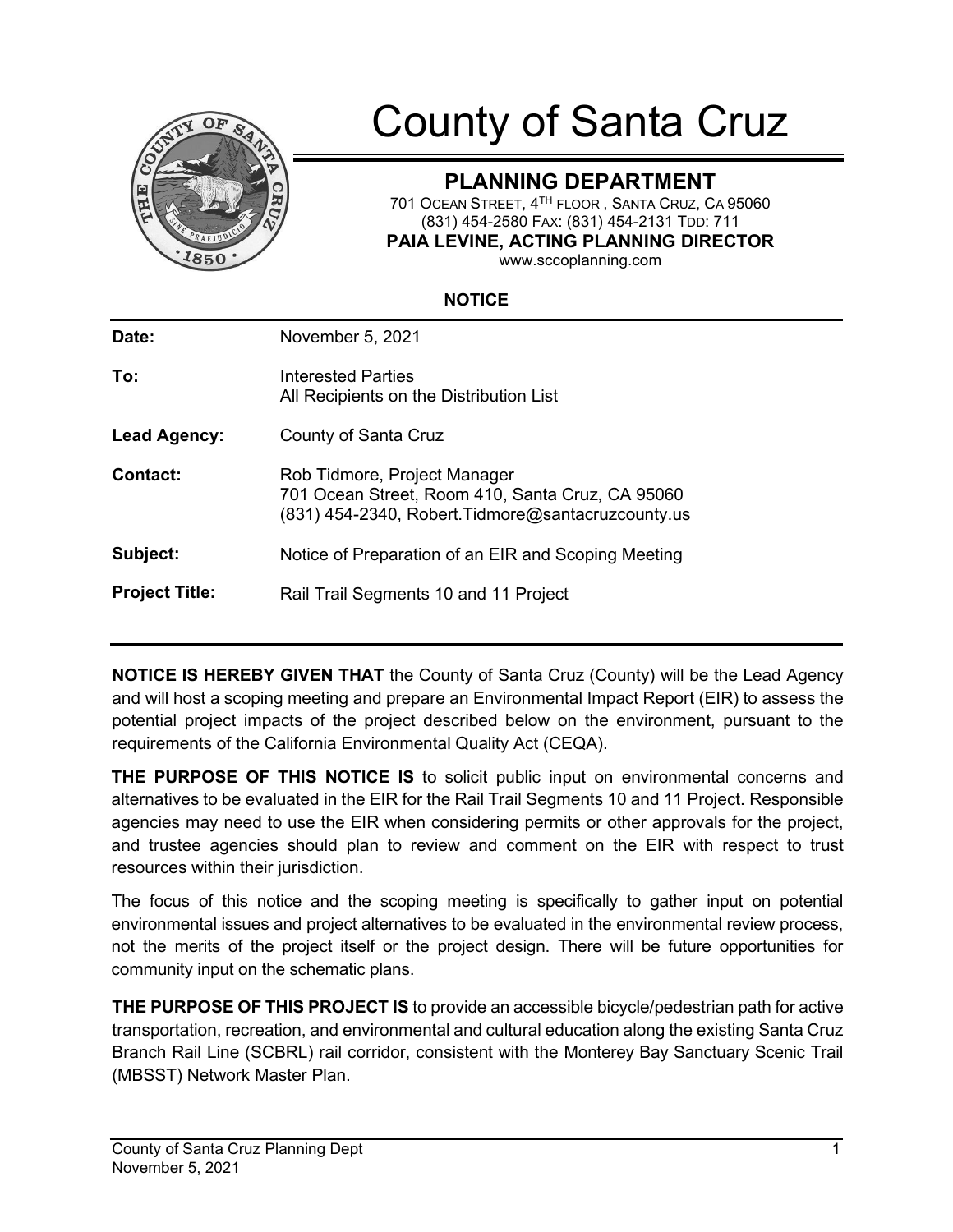# County of Santa Cruz

## PLANNING DEPARTMENT

701 OCEAN STREET, 4TH FLOOR, SANTA CRUZ, CA 95060
(831) 454-2580 FAX: (831) 454-2131 TDD: 711
**PAIA LEVINE, ACTING PLANNING DIRECTOR**
www.sccoplanning.com

**NOTICE**

| | |
|---|---|
| **Date:** | November 5, 2021 |
| **To:** | Interested Parties<br>All Recipients on the Distribution List |
| **Lead Agency:** | County of Santa Cruz |
| **Contact:** | Rob Tidmore, Project Manager<br>701 Ocean Street, Room 410, Santa Cruz, CA 95060<br>(831) 454-2340, Robert.Tidmore@santacruzcounty.us |
| **Subject:** | Notice of Preparation of an EIR and Scoping Meeting |
| **Project Title:** | Rail Trail Segments 10 and 11 Project |

**NOTICE IS HEREBY GIVEN THAT** the County of Santa Cruz (County) will be the Lead Agency and will host a scoping meeting and prepare an Environmental Impact Report (EIR) to assess the potential project impacts of the project described below on the environment, pursuant to the requirements of the California Environmental Quality Act (CEQA).

**THE PURPOSE OF THIS NOTICE IS** to solicit public input on environmental concerns and alternatives to be evaluated in the EIR for the Rail Trail Segments 10 and 11 Project. Responsible agencies may need to use the EIR when considering permits or other approvals for the project, and trustee agencies should plan to review and comment on the EIR with respect to trust resources within their jurisdiction.

The focus of this notice and the scoping meeting is specifically to gather input on potential environmental issues and project alternatives to be evaluated in the environmental review process, not the merits of the project itself or the project design. There will be future opportunities for community input on the schematic plans.

**THE PURPOSE OF THIS PROJECT IS** to provide an accessible bicycle/pedestrian path for active transportation, recreation, and environmental and cultural education along the existing Santa Cruz Branch Rail Line (SCBRL) rail corridor, consistent with the Monterey Bay Sanctuary Scenic Trail (MBSST) Network Master Plan.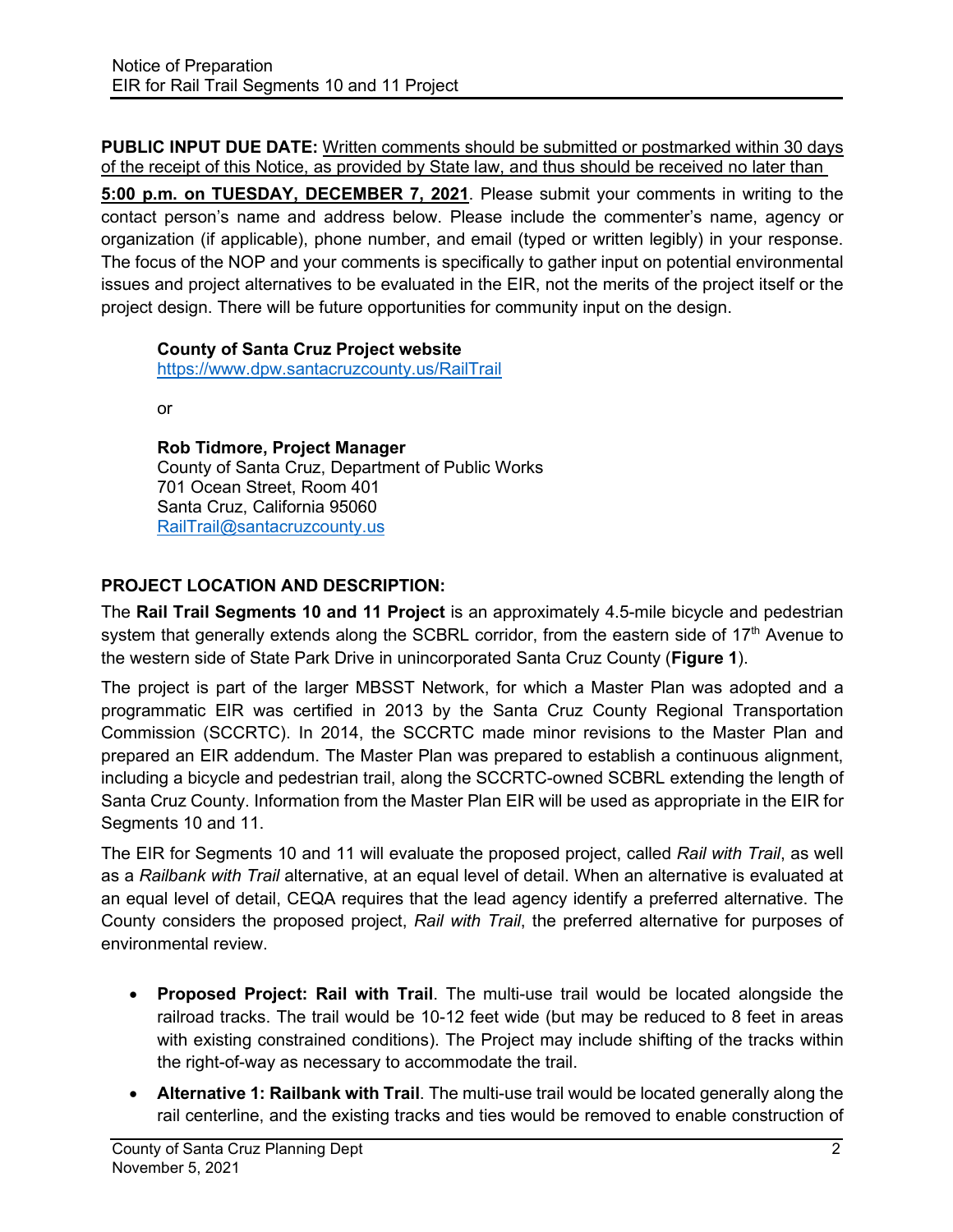**PUBLIC INPUT DUE DATE:** Written comments should be submitted or postmarked within 30 days of the receipt of this Notice, as provided by State law, and thus should be received no later than **5:00 p.m. on TUESDAY, DECEMBER 7, 2021**. Please submit your comments in writing to the contact person's name and address below. Please include the commenter's name, agency or organization (if applicable), phone number, and email (typed or written legibly) in your response. The focus of the NOP and your comments is specifically to gather input on potential environmental issues and project alternatives to be evaluated in the EIR, not the merits of the project itself or the project design. There will be future opportunities for community input on the design.

**County of Santa Cruz Project website**
https://www.dpw.santacruzcounty.us/RailTrail

or

**Rob Tidmore, Project Manager**
County of Santa Cruz, Department of Public Works
701 Ocean Street, Room 401
Santa Cruz, California 95060
RailTrail@santacruzcounty.us

**PROJECT LOCATION AND DESCRIPTION:**

The **Rail Trail Segments 10 and 11 Project** is an approximately 4.5-mile bicycle and pedestrian system that generally extends along the SCBRL corridor, from the eastern side of 17th Avenue to the western side of State Park Drive in unincorporated Santa Cruz County (**Figure 1**).

The project is part of the larger MBSST Network, for which a Master Plan was adopted and a programmatic EIR was certified in 2013 by the Santa Cruz County Regional Transportation Commission (SCCRTC). In 2014, the SCCRTC made minor revisions to the Master Plan and prepared an EIR addendum. The Master Plan was prepared to establish a continuous alignment, including a bicycle and pedestrian trail, along the SCCRTC-owned SCBRL extending the length of Santa Cruz County. Information from the Master Plan EIR will be used as appropriate in the EIR for Segments 10 and 11.

The EIR for Segments 10 and 11 will evaluate the proposed project, called *Rail with Trail*, as well as a *Railbank with Trail* alternative, at an equal level of detail. When an alternative is evaluated at an equal level of detail, CEQA requires that the lead agency identify a preferred alternative. The County considers the proposed project, *Rail with Trail*, the preferred alternative for purposes of environmental review.

- **Proposed Project: Rail with Trail**. The multi-use trail would be located alongside the railroad tracks. The trail would be 10-12 feet wide (but may be reduced to 8 feet in areas with existing constrained conditions). The Project may include shifting of the tracks within the right-of-way as necessary to accommodate the trail.
- **Alternative 1: Railbank with Trail**. The multi-use trail would be located generally along the rail centerline, and the existing tracks and ties would be removed to enable construction of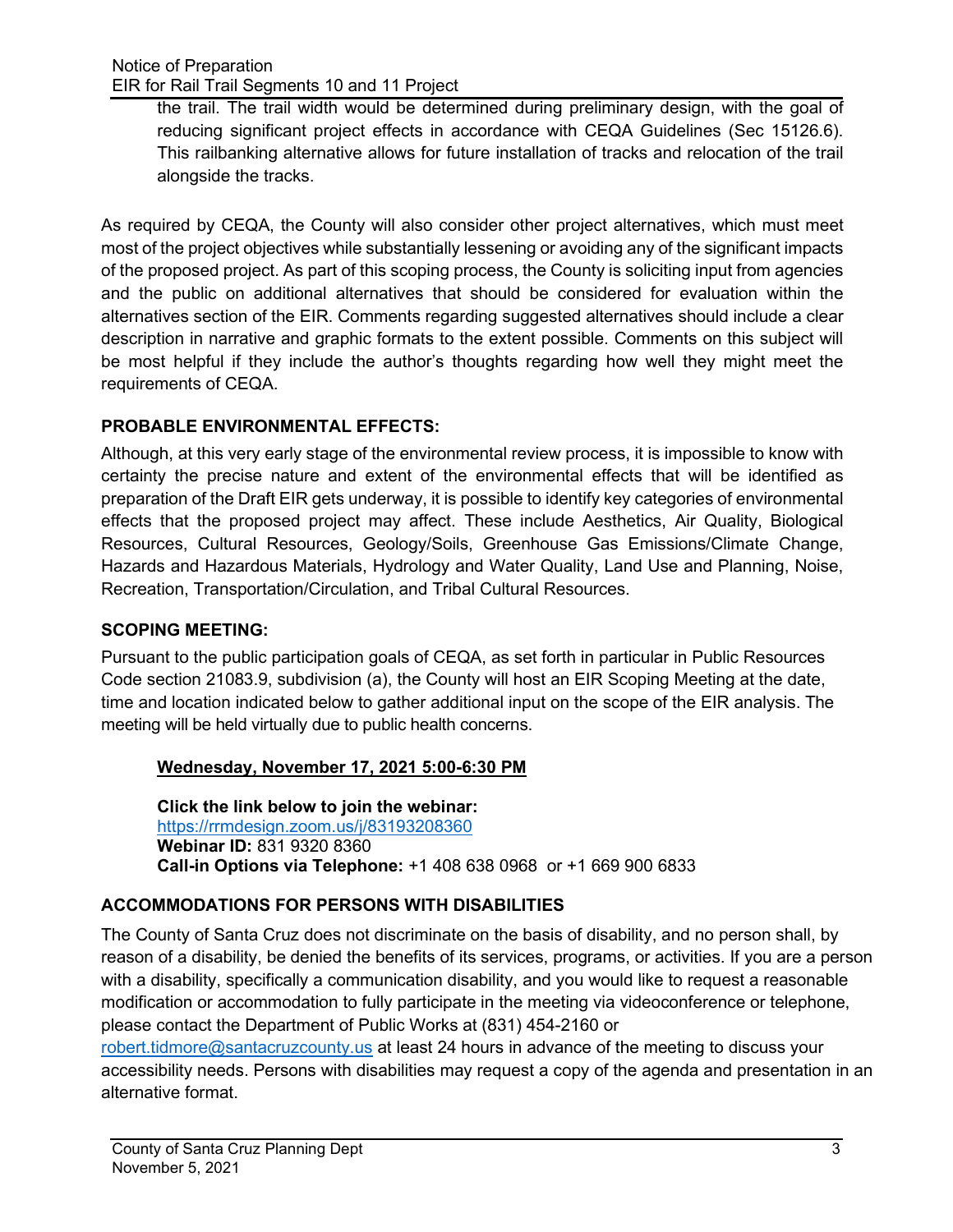the trail. The trail width would be determined during preliminary design, with the goal of reducing significant project effects in accordance with CEQA Guidelines (Sec 15126.6). This railbanking alternative allows for future installation of tracks and relocation of the trail alongside the tracks.

As required by CEQA, the County will also consider other project alternatives, which must meet most of the project objectives while substantially lessening or avoiding any of the significant impacts of the proposed project. As part of this scoping process, the County is soliciting input from agencies and the public on additional alternatives that should be considered for evaluation within the alternatives section of the EIR. Comments regarding suggested alternatives should include a clear description in narrative and graphic formats to the extent possible. Comments on this subject will be most helpful if they include the author's thoughts regarding how well they might meet the requirements of CEQA.

## PROBABLE ENVIRONMENTAL EFFECTS:

Although, at this very early stage of the environmental review process, it is impossible to know with certainty the precise nature and extent of the environmental effects that will be identified as preparation of the Draft EIR gets underway, it is possible to identify key categories of environmental effects that the proposed project may affect. These include Aesthetics, Air Quality, Biological Resources, Cultural Resources, Geology/Soils, Greenhouse Gas Emissions/Climate Change, Hazards and Hazardous Materials, Hydrology and Water Quality, Land Use and Planning, Noise, Recreation, Transportation/Circulation, and Tribal Cultural Resources.

## SCOPING MEETING:

Pursuant to the public participation goals of CEQA, as set forth in particular in Public Resources Code section 21083.9, subdivision (a), the County will host an EIR Scoping Meeting at the date, time and location indicated below to gather additional input on the scope of the EIR analysis. The meeting will be held virtually due to public health concerns.

**Wednesday, November 17, 2021 5:00-6:30 PM**

**Click the link below to join the webinar:**
https://rrmdesign.zoom.us/j/83193208360
**Webinar ID:** 831 9320 8360
**Call-in Options via Telephone:** +1 408 638 0968 or +1 669 900 6833

## ACCOMMODATIONS FOR PERSONS WITH DISABILITIES

The County of Santa Cruz does not discriminate on the basis of disability, and no person shall, by reason of a disability, be denied the benefits of its services, programs, or activities. If you are a person with a disability, specifically a communication disability, and you would like to request a reasonable modification or accommodation to fully participate in the meeting via videoconference or telephone, please contact the Department of Public Works at (831) 454-2160 or robert.tidmore@santacruzcounty.us at least 24 hours in advance of the meeting to discuss your accessibility needs. Persons with disabilities may request a copy of the agenda and presentation in an alternative format.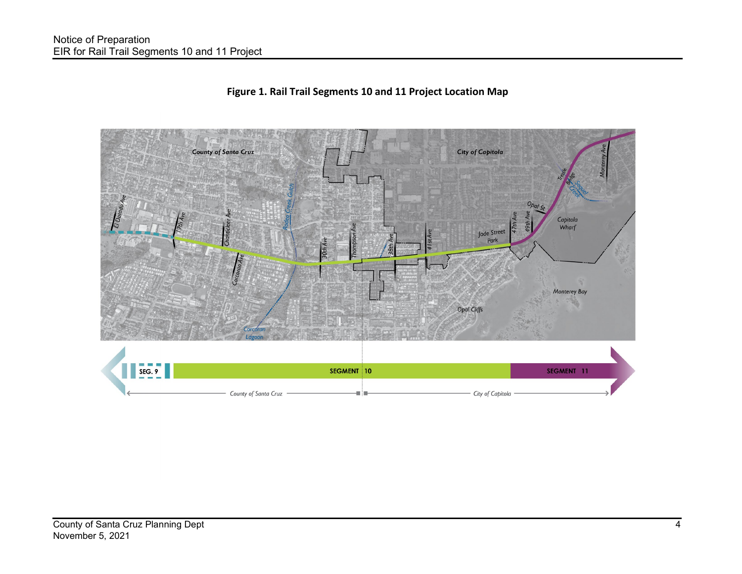**Figure 1. Rail Trail Segments 10 and 11 Project Location Map**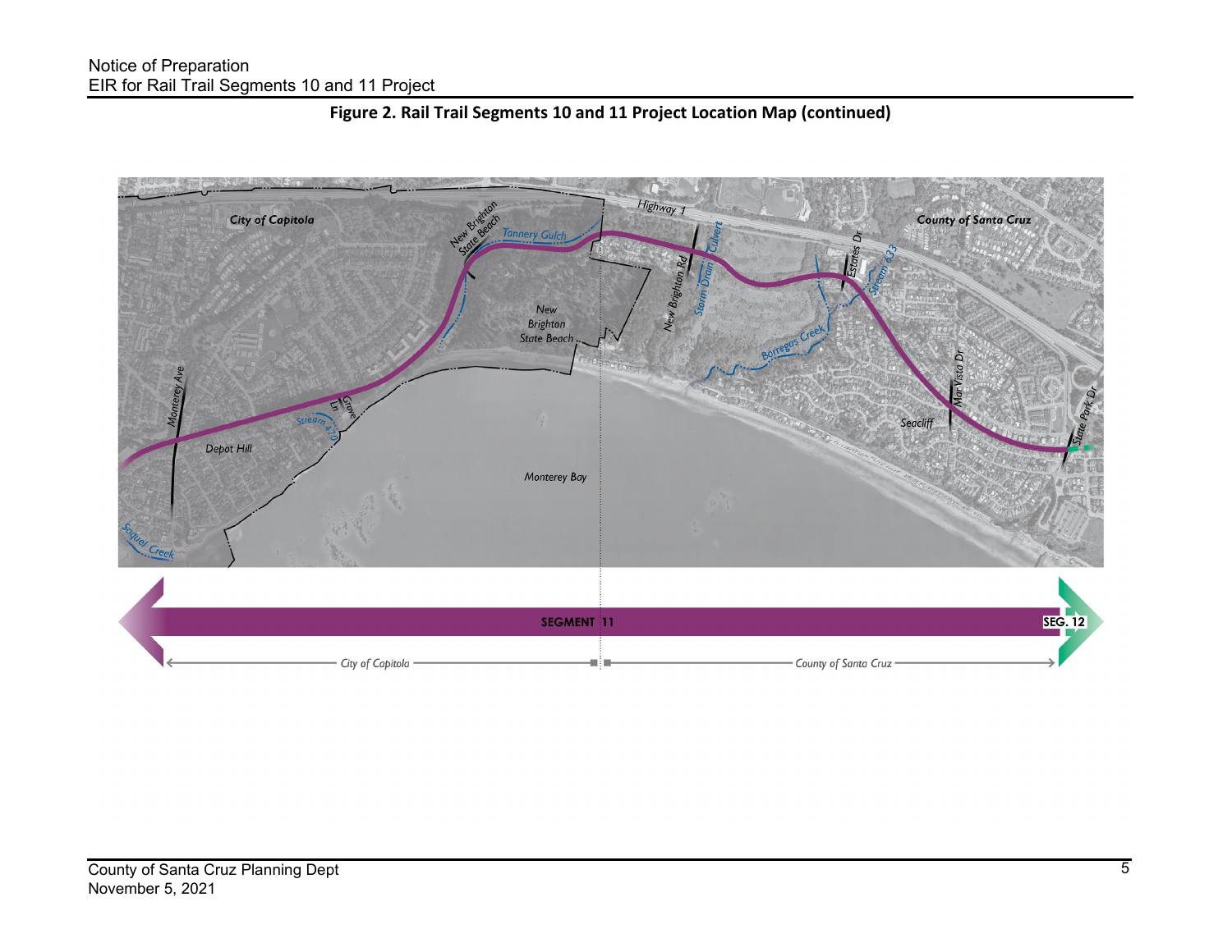**Figure 2. Rail Trail Segments 10 and 11 Project Location Map (continued)**

City of Capitola

New Brighton State Beach

Tannery Gulch

Highway 1

New Brighton Rd

Storm Drain Culvert

Estates Dr

Stream 633

County of Santa Cruz

New Brighton State Beach

Borregos Creek

Monterey Ave

Grove Ln

Stream 470

Depot Hill

Monterey Bay

Mar Vista Dr

Seacliff

State Park Dr

Soquel Creek

SEGMENT 11

SEG. 12

City of Capitola

County of Santa Cruz